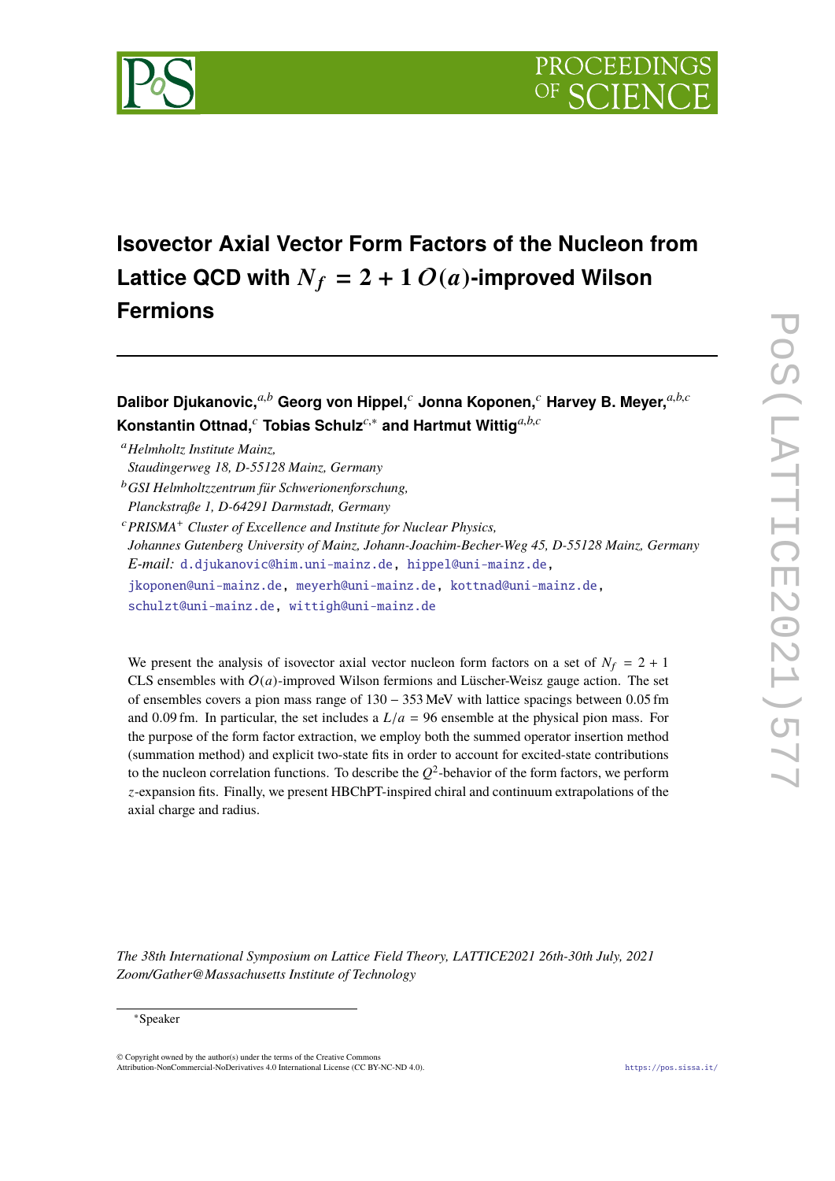# Isovector Axial Vector Form Factors of the Nucleon from Lattice QCD with $N_f = 2 + 1$ $O(a)$-improved Wilson Fermions

**Dalibor Djukanovic,**[a,b] **Georg von Hippel,**[c] **Jonna Koponen,**[c] **Harvey B. Meyer,**[a,b,c] **Konstantin Ottnad,**[c] **Tobias Schulz**[c,*] **and Hartmut Wittig**[a,b,c]

[a] *Helmholtz Institute Mainz, Staudingerweg 18, D-55128 Mainz, Germany*

[b] *GSI Helmholtzzentrum für Schwerionenforschung, Planckstraße 1, D-64291 Darmstadt, Germany*

[c] *PRISMA*$^+$ *Cluster of Excellence and Institute for Nuclear Physics, Johannes Gutenberg University of Mainz, Johann-Joachim-Becher-Weg 45, D-55128 Mainz, Germany*

*E-mail:* d.djukanovic@him.uni-mainz.de, hippel@uni-mainz.de, jkoponen@uni-mainz.de, meyerh@uni-mainz.de, kottnad@uni-mainz.de, schulzt@uni-mainz.de, wittigh@uni-mainz.de

We present the analysis of isovector axial vector nucleon form factors on a set of $N_f = 2 + 1$ CLS ensembles with $O(a)$-improved Wilson fermions and Lüscher-Weisz gauge action. The set of ensembles covers a pion mass range of $130 - 353$ MeV with lattice spacings between 0.05 fm and 0.09 fm. In particular, the set includes a $L/a = 96$ ensemble at the physical pion mass. For the purpose of the form factor extraction, we employ both the summed operator insertion method (summation method) and explicit two-state fits in order to account for excited-state contributions to the nucleon correlation functions. To describe the $Q^2$-behavior of the form factors, we perform $z$-expansion fits. Finally, we present HBChPT-inspired chiral and continuum extrapolations of the axial charge and radius.

*The 38th International Symposium on Lattice Field Theory, LATTICE2021 26th-30th July, 2021 Zoom/Gather@Massachusetts Institute of Technology*

*Speaker

© Copyright owned by the author(s) under the terms of the Creative Commons Attribution-NonCommercial-NoDerivatives 4.0 International License (CC BY-NC-ND 4.0).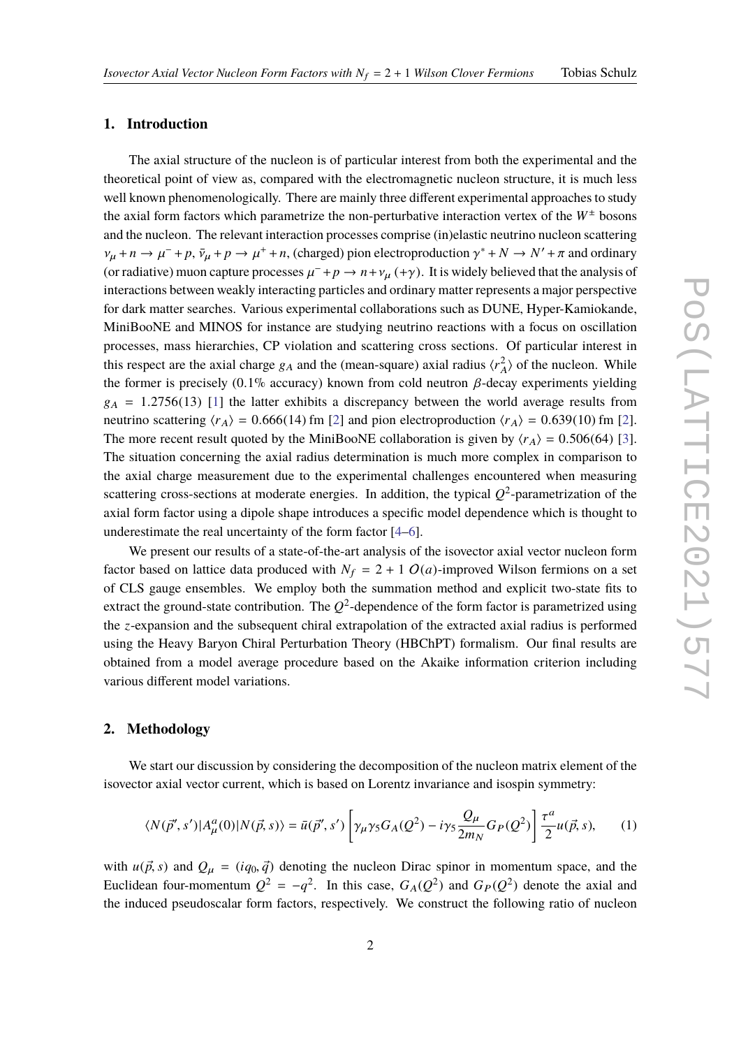## 1. Introduction

The axial structure of the nucleon is of particular interest from both the experimental and the theoretical point of view as, compared with the electromagnetic nucleon structure, it is much less well known phenomenologically. There are mainly three different experimental approaches to study the axial form factors which parametrize the non-perturbative interaction vertex of the $W^{\pm}$ bosons and the nucleon. The relevant interaction processes comprise (in)elastic neutrino nucleon scattering $\nu_\mu + n \rightarrow \mu^- + p$, $\bar{\nu}_\mu + p \rightarrow \mu^+ + n$, (charged) pion electroproduction $\gamma^* + N \rightarrow N' + \pi$ and ordinary (or radiative) muon capture processes $\mu^- + p \rightarrow n + \nu_\mu\ (+\gamma)$. It is widely believed that the analysis of interactions between weakly interacting particles and ordinary matter represents a major perspective for dark matter searches. Various experimental collaborations such as DUNE, Hyper-Kamiokande, MiniBooNE and MINOS for instance are studying neutrino reactions with a focus on oscillation processes, mass hierarchies, CP violation and scattering cross sections. Of particular interest in this respect are the axial charge $g_A$ and the (mean-square) axial radius $\langle r_A^2 \rangle$ of the nucleon. While the former is precisely (0.1% accuracy) known from cold neutron $\beta$-decay experiments yielding $g_A = 1.2756(13)$ [1] the latter exhibits a discrepancy between the world average results from neutrino scattering $\langle r_A \rangle = 0.666(14)$ fm [2] and pion electroproduction $\langle r_A \rangle = 0.639(10)$ fm [2]. The more recent result quoted by the MiniBooNE collaboration is given by $\langle r_A \rangle = 0.506(64)$ [3]. The situation concerning the axial radius determination is much more complex in comparison to the axial charge measurement due to the experimental challenges encountered when measuring scattering cross-sections at moderate energies. In addition, the typical $Q^2$-parametrization of the axial form factor using a dipole shape introduces a specific model dependence which is thought to underestimate the real uncertainty of the form factor [4–6].

We present our results of a state-of-the-art analysis of the isovector axial vector nucleon form factor based on lattice data produced with $N_f = 2 + 1$ $O(a)$-improved Wilson fermions on a set of CLS gauge ensembles. We employ both the summation method and explicit two-state fits to extract the ground-state contribution. The $Q^2$-dependence of the form factor is parametrized using the $z$-expansion and the subsequent chiral extrapolation of the extracted axial radius is performed using the Heavy Baryon Chiral Perturbation Theory (HBChPT) formalism. Our final results are obtained from a model average procedure based on the Akaike information criterion including various different model variations.

## 2. Methodology

We start our discussion by considering the decomposition of the nucleon matrix element of the isovector axial vector current, which is based on Lorentz invariance and isospin symmetry:

$$\langle N(\vec{p}', s') | A_\mu^a(0) | N(\vec{p}, s) \rangle = \bar{u}(\vec{p}', s') \left[ \gamma_\mu \gamma_5 G_A(Q^2) - i\gamma_5 \frac{Q_\mu}{2m_N} G_P(Q^2) \right] \frac{\tau^a}{2} u(\vec{p}, s), \qquad (1)$$

with $u(\vec{p}, s)$ and $Q_\mu = (iq_0, \vec{q})$ denoting the nucleon Dirac spinor in momentum space, and the Euclidean four-momentum $Q^2 = -q^2$. In this case, $G_A(Q^2)$ and $G_P(Q^2)$ denote the axial and the induced pseudoscalar form factors, respectively. We construct the following ratio of nucleon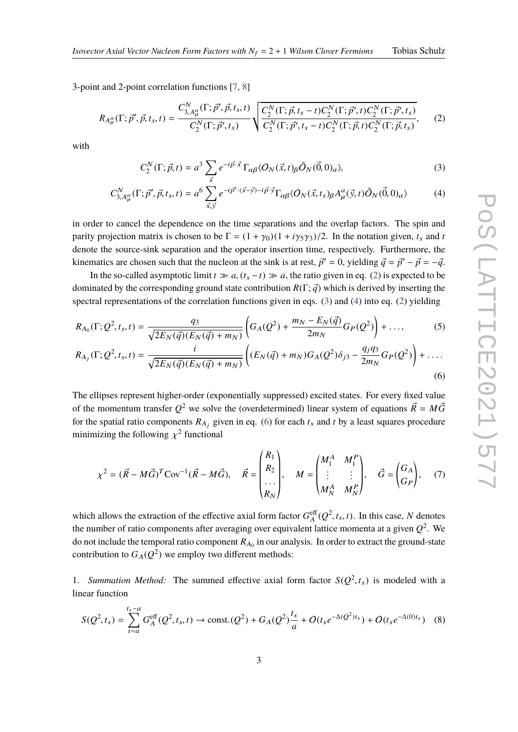3-point and 2-point correlation functions [7, 8]

$$R_{A^a_\mu}(\Gamma;\vec{p}',\vec{p},t_s,t) = \frac{C^N_{3,A^a_\mu}(\Gamma;\vec{p}',\vec{p},t_s,t)}{C^N_2(\Gamma;\vec{p}',t_s)}\sqrt{\frac{C^N_2(\Gamma;\vec{p},t_s-t)C^N_2(\Gamma;\vec{p}',t)C^N_2(\Gamma;\vec{p}',t_s)}{C^N_2(\Gamma;\vec{p}',t_s-t)C^N_2(\Gamma;\vec{p},t)C^N_2(\Gamma;\vec{p},t_s)}}, \quad (2)$$

with

$$C^N_2(\Gamma;\vec{p},t) = a^3\sum_{\vec{x}} e^{-i\vec{p}\cdot\vec{x}}\,\Gamma_{\alpha\beta}\langle O_N(\vec{x},t)_\beta \bar{O}_N(\vec{0},0)_\alpha\rangle, \quad (3)$$

$$C^N_{3,A^a_\mu}(\Gamma;\vec{p}',\vec{p},t_s,t) = a^6\sum_{\vec{x},\vec{y}} e^{-i\vec{p}'\cdot(\vec{x}-\vec{y})-i\vec{p}\cdot\vec{y}}\Gamma_{\alpha\beta}\langle O_N(\vec{x},t_s)_\beta A^a_\mu(\vec{y},t)\bar{O}_N(\vec{0},0)_\alpha\rangle \quad (4)$$

in order to cancel the dependence on the time separations and the overlap factors. The spin and parity projection matrix is chosen to be $\Gamma = (1+\gamma_0)(1+i\gamma_5\gamma_3)/2$. In the notation given, $t_s$ and $t$ denote the source-sink separation and the operator insertion time, respectively. Furthermore, the kinematics are chosen such that the nucleon at the sink is at rest, $\vec{p}' = 0$, yielding $\vec{q} = \vec{p}' - \vec{p} = -\vec{q}$.

In the so-called asymptotic limit $t \gg a$, $(t_s - t) \gg a$, the ratio given in eq. (2) is expected to be dominated by the corresponding ground state contribution $R(\Gamma;\vec{q})$ which is derived by inserting the spectral representations of the correlation functions given in eqs. (3) and (4) into eq. (2) yielding

$$R_{A_0}(\Gamma;Q^2,t_s,t) = \frac{q_3}{\sqrt{2E_N(\vec{q})(E_N(\vec{q})+m_N)}}\left(G_A(Q^2) + \frac{m_N - E_N(\vec{q})}{2m_N}G_P(Q^2)\right) + \ldots, \quad (5)$$

$$R_{A_j}(\Gamma;Q^2,t_s,t) = \frac{i}{\sqrt{2E_N(\vec{q})(E_N(\vec{q})+m_N)}}\left((E_N(\vec{q})+m_N)G_A(Q^2)\delta_{j3} - \frac{q_j q_3}{2m_N}G_P(Q^2)\right) + \ldots. \quad (6)$$

The ellipses represent higher-order (exponentially suppressed) excited states. For every fixed value of the momentum transfer $Q^2$ we solve the (overdetermined) linear system of equations $\vec{R} = M\vec{G}$ for the spatial ratio components $R_{A_j}$ given in eq. (6) for each $t_s$ and $t$ by a least squares procedure minimizing the following $\chi^2$ functional

$$\chi^2 = (\vec{R} - M\vec{G})^T \mathrm{Cov}^{-1}(\vec{R} - M\vec{G}), \quad \vec{R} = \begin{pmatrix} R_1 \\ R_2 \\ \ldots \\ R_N \end{pmatrix}, \quad M = \begin{pmatrix} M^A_1 & M^P_1 \\ \vdots & \vdots \\ M^A_N & M^P_N \end{pmatrix}, \quad \vec{G} = \begin{pmatrix} G_A \\ G_P \end{pmatrix}, \quad (7)$$

which allows the extraction of the effective axial form factor $G^{\mathrm{eff}}_A(Q^2,t_s,t)$. In this case, $N$ denotes the number of ratio components after averaging over equivalent lattice momenta at a given $Q^2$. We do not include the temporal ratio component $R_{A_0}$ in our analysis. In order to extract the ground-state contribution to $G_A(Q^2)$ we employ two different methods:

1. *Summation Method:* The summed effective axial form factor $S(Q^2,t_s)$ is modeled with a linear function

$$S(Q^2,t_s) = \sum_{t=a}^{t_s-a} G^{\mathrm{eff}}_A(Q^2,t_s,t) \to \mathrm{const.}(Q^2) + G_A(Q^2)\frac{t_s}{a} + O(t_s e^{-\Delta(Q^2)t_s}) + O(t_s e^{-\Delta(0)t_s}) \quad (8)$$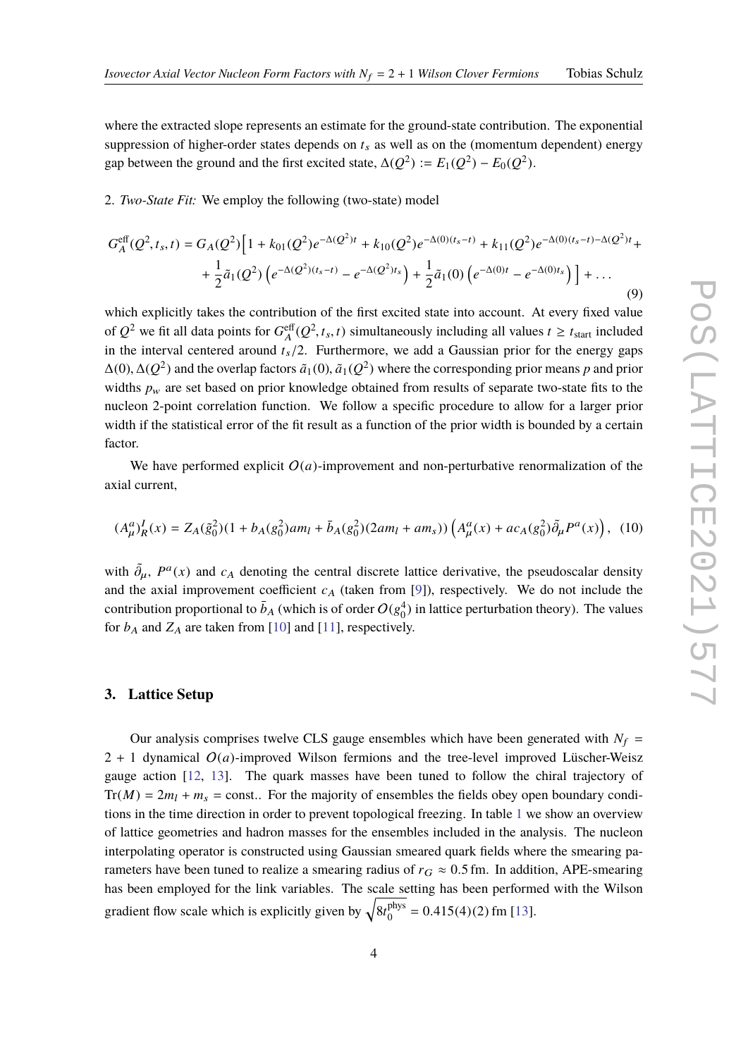where the extracted slope represents an estimate for the ground-state contribution. The exponential suppression of higher-order states depends on $t_s$ as well as on the (momentum dependent) energy gap between the ground and the first excited state, $\Delta(Q^2) := E_1(Q^2) - E_0(Q^2)$.

2. *Two-State Fit:* We employ the following (two-state) model

$$
\begin{aligned}
G_A^{\text{eff}}(Q^2, t_s, t) = G_A(Q^2)\Big[ & 1 + k_{01}(Q^2)e^{-\Delta(Q^2)t} + k_{10}(Q^2)e^{-\Delta(0)(t_s-t)} + k_{11}(Q^2)e^{-\Delta(0)(t_s-t)-\Delta(Q^2)t} + \\
& + \frac{1}{2}\tilde{a}_1(Q^2)\left(e^{-\Delta(Q^2)(t_s-t)} - e^{-\Delta(Q^2)t_s}\right) + \frac{1}{2}\tilde{a}_1(0)\left(e^{-\Delta(0)t} - e^{-\Delta(0)t_s}\right)\Big] + \ldots
\end{aligned}
\tag{9}
$$

which explicitly takes the contribution of the first excited state into account. At every fixed value of $Q^2$ we fit all data points for $G_A^{\text{eff}}(Q^2, t_s, t)$ simultaneously including all values $t \geq t_{\text{start}}$ included in the interval centered around $t_s/2$. Furthermore, we add a Gaussian prior for the energy gaps $\Delta(0), \Delta(Q^2)$ and the overlap factors $\tilde{a}_1(0), \tilde{a}_1(Q^2)$ where the corresponding prior means $p$ and prior widths $p_w$ are set based on prior knowledge obtained from results of separate two-state fits to the nucleon 2-point correlation function. We follow a specific procedure to allow for a larger prior width if the statistical error of the fit result as a function of the prior width is bounded by a certain factor.

We have performed explicit $O(a)$-improvement and non-perturbative renormalization of the axial current,

$$
(A_\mu^a)_R^I(x) = Z_A(\tilde{g}_0^2)(1 + b_A(g_0^2)am_l + \bar{b}_A(g_0^2)(2am_l + am_s))\left(A_\mu^a(x) + ac_A(g_0^2)\tilde{\partial}_\mu P^a(x)\right), \tag{10}
$$

with $\tilde{\partial}_\mu$, $P^a(x)$ and $c_A$ denoting the central discrete lattice derivative, the pseudoscalar density and the axial improvement coefficient $c_A$ (taken from [9]), respectively. We do not include the contribution proportional to $\bar{b}_A$ (which is of order $O(g_0^4)$ in lattice perturbation theory). The values for $b_A$ and $Z_A$ are taken from [10] and [11], respectively.

## 3. Lattice Setup

Our analysis comprises twelve CLS gauge ensembles which have been generated with $N_f = 2 + 1$ dynamical $O(a)$-improved Wilson fermions and the tree-level improved Lüscher-Weisz gauge action [12, 13]. The quark masses have been tuned to follow the chiral trajectory of $\text{Tr}(M) = 2m_l + m_s = \text{const.}$. For the majority of ensembles the fields obey open boundary conditions in the time direction in order to prevent topological freezing. In table 1 we show an overview of lattice geometries and hadron masses for the ensembles included in the analysis. The nucleon interpolating operator is constructed using Gaussian smeared quark fields where the smearing parameters have been tuned to realize a smearing radius of $r_G \approx 0.5\,\text{fm}$. In addition, APE-smearing has been employed for the link variables. The scale setting has been performed with the Wilson gradient flow scale which is explicitly given by $\sqrt{8t_0^{\text{phys}}} = 0.415(4)(2)\,\text{fm}$ [13].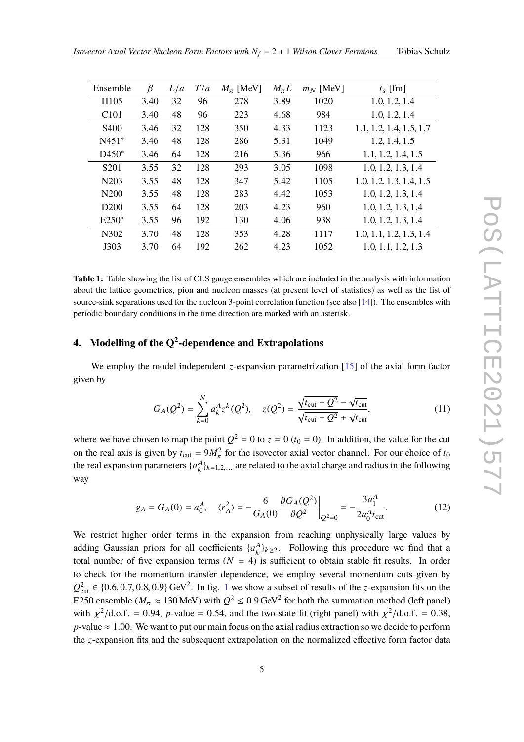| Ensemble | $\beta$ | $L/a$ | $T/a$ | $M_\pi$ [MeV] | $M_\pi L$ | $m_N$ [MeV] | $t_s$ [fm] |
|---|---|---|---|---|---|---|---|
| H105 | 3.40 | 32 | 96 | 278 | 3.89 | 1020 | 1.0, 1.2, 1.4 |
| C101 | 3.40 | 48 | 96 | 223 | 4.68 | 984 | 1.0, 1.2, 1.4 |
| S400 | 3.46 | 32 | 128 | 350 | 4.33 | 1123 | 1.1, 1.2, 1.4, 1.5, 1.7 |
| N451* | 3.46 | 48 | 128 | 286 | 5.31 | 1049 | 1.2, 1.4, 1.5 |
| D450* | 3.46 | 64 | 128 | 216 | 5.36 | 966 | 1.1, 1.2, 1.4, 1.5 |
| S201 | 3.55 | 32 | 128 | 293 | 3.05 | 1098 | 1.0, 1.2, 1.3, 1.4 |
| N203 | 3.55 | 48 | 128 | 347 | 5.42 | 1105 | 1.0, 1.2, 1.3, 1.4, 1.5 |
| N200 | 3.55 | 48 | 128 | 283 | 4.42 | 1053 | 1.0, 1.2, 1.3, 1.4 |
| D200 | 3.55 | 64 | 128 | 203 | 4.23 | 960 | 1.0, 1.2, 1.3, 1.4 |
| E250* | 3.55 | 96 | 192 | 130 | 4.06 | 938 | 1.0, 1.2, 1.3, 1.4 |
| N302 | 3.70 | 48 | 128 | 353 | 4.28 | 1117 | 1.0, 1.1, 1.2, 1.3, 1.4 |
| J303 | 3.70 | 64 | 192 | 262 | 4.23 | 1052 | 1.0, 1.1, 1.2, 1.3 |

**Table 1:** Table showing the list of CLS gauge ensembles which are included in the analysis with information about the lattice geometries, pion and nucleon masses (at present level of statistics) as well as the list of source-sink separations used for the nucleon 3-point correlation function (see also [14]). The ensembles with periodic boundary conditions in the time direction are marked with an asterisk.

## 4. Modelling of the $Q^2$-dependence and Extrapolations

We employ the model independent $z$-expansion parametrization [15] of the axial form factor given by

$$G_A(Q^2) = \sum_{k=0}^{N} a_k^A z^k(Q^2), \quad z(Q^2) = \frac{\sqrt{t_{\text{cut}} + Q^2} - \sqrt{t_{\text{cut}}}}{\sqrt{t_{\text{cut}} + Q^2} + \sqrt{t_{\text{cut}}}}, \tag{11}$$

where we have chosen to map the point $Q^2 = 0$ to $z = 0$ ($t_0 = 0$). In addition, the value for the cut on the real axis is given by $t_{\text{cut}} = 9M_\pi^2$ for the isovector axial vector channel. For our choice of $t_0$ the real expansion parameters $\{a_k^A\}_{k=1,2,\ldots}$ are related to the axial charge and radius in the following way

$$g_A = G_A(0) = a_0^A, \quad \langle r_A^2 \rangle = -\frac{6}{G_A(0)} \frac{\partial G_A(Q^2)}{\partial Q^2}\bigg|_{Q^2=0} = -\frac{3a_1^A}{2a_0^A t_{\text{cut}}}. \tag{12}$$

We restrict higher order terms in the expansion from reaching unphysically large values by adding Gaussian priors for all coefficients $\{a_k^A\}_{k\geq 2}$. Following this procedure we find that a total number of five expansion terms ($N = 4$) is sufficient to obtain stable fit results. In order to check for the momentum transfer dependence, we employ several momentum cuts given by $Q^2_{\text{cut}} \in \{0.6, 0.7, 0.8, 0.9\}\,\text{GeV}^2$. In fig. 1 we show a subset of results of the $z$-expansion fits on the E250 ensemble ($M_\pi \approx 130\,\text{MeV}$) with $Q^2 \leq 0.9\,\text{GeV}^2$ for both the summation method (left panel) with $\chi^2/\text{d.o.f.} = 0.94$, $p$-value $= 0.54$, and the two-state fit (right panel) with $\chi^2/\text{d.o.f.} = 0.38$, $p$-value $\approx 1.00$. We want to put our main focus on the axial radius extraction so we decide to perform the $z$-expansion fits and the subsequent extrapolation on the normalized effective form factor data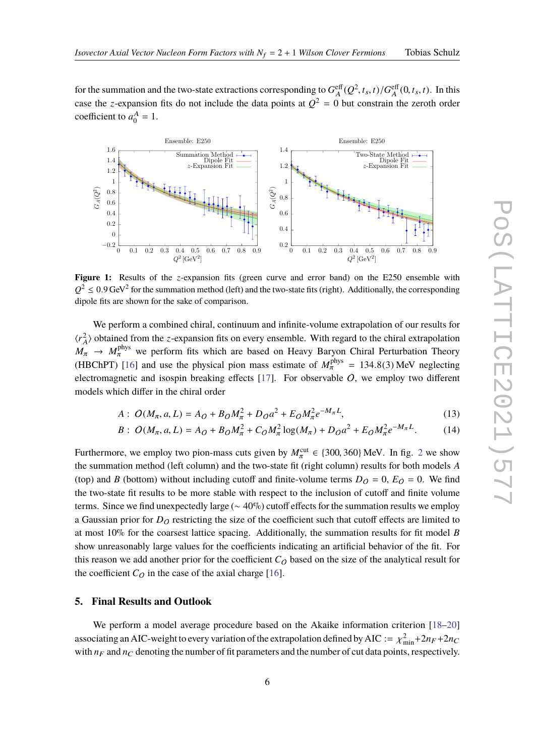for the summation and the two-state extractions corresponding to $G_A^{\text{eff}}(Q^2, t_s, t)/G_A^{\text{eff}}(0, t_s, t)$. In this case the $z$-expansion fits do not include the data points at $Q^2 = 0$ but constrain the zeroth order coefficient to $a_0^A = 1$.

**Figure 1:** Results of the $z$-expansion fits (green curve and error band) on the E250 ensemble with $Q^2 \leq 0.9\,\text{GeV}^2$ for the summation method (left) and the two-state fits (right). Additionally, the corresponding dipole fits are shown for the sake of comparison.

We perform a combined chiral, continuum and infinite-volume extrapolation of our results for $\langle r_A^2 \rangle$ obtained from the $z$-expansion fits on every ensemble. With regard to the chiral extrapolation $M_\pi \to M_\pi^{\text{phys}}$ we perform fits which are based on Heavy Baryon Chiral Perturbation Theory (HBChPT) [16] and use the physical pion mass estimate of $M_\pi^{\text{phys}} = 134.8(3)\,\text{MeV}$ neglecting electromagnetic and isospin breaking effects [17]. For observable $O$, we employ two different models which differ in the chiral order

$$A: \; O(M_\pi, a, L) = A_O + B_O M_\pi^2 + D_O a^2 + E_O M_\pi^2 e^{-M_\pi L}, \tag{13}$$

$$B: \; O(M_\pi, a, L) = A_O + B_O M_\pi^2 + C_O M_\pi^2 \log(M_\pi) + D_O a^2 + E_O M_\pi^2 e^{-M_\pi L}. \tag{14}$$

Furthermore, we employ two pion-mass cuts given by $M_\pi^{\text{cut}} \in \{300, 360\}\,\text{MeV}$. In fig. 2 we show the summation method (left column) and the two-state fit (right column) results for both models $A$ (top) and $B$ (bottom) without including cutoff and finite-volume terms $D_O = 0$, $E_O = 0$. We find the two-state fit results to be more stable with respect to the inclusion of cutoff and finite volume terms. Since we find unexpectedly large ($\sim 40\%$) cutoff effects for the summation results we employ a Gaussian prior for $D_O$ restricting the size of the coefficient such that cutoff effects are limited to at most 10% for the coarsest lattice spacing. Additionally, the summation results for fit model $B$ show unreasonably large values for the coefficients indicating an artificial behavior of the fit. For this reason we add another prior for the coefficient $C_O$ based on the size of the analytical result for the coefficient $C_O$ in the case of the axial charge [16].

## 5. Final Results and Outlook

We perform a model average procedure based on the Akaike information criterion [18–20] associating an AIC-weight to every variation of the extrapolation defined by AIC $:= \chi^2_{\text{min}} + 2n_F + 2n_C$ with $n_F$ and $n_C$ denoting the number of fit parameters and the number of cut data points, respectively.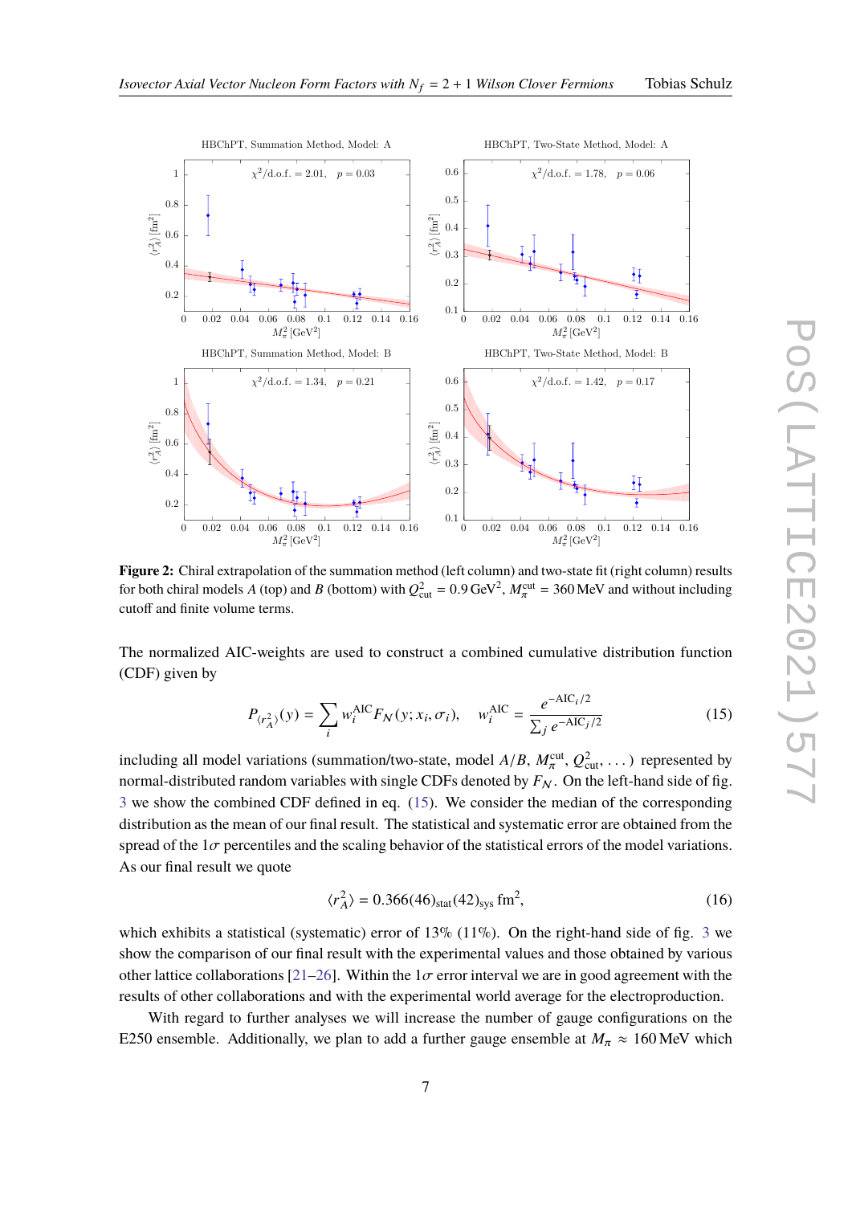**Figure 2:** Chiral extrapolation of the summation method (left column) and two-state fit (right column) results for both chiral models $A$ (top) and $B$ (bottom) with $Q^2_{\text{cut}} = 0.9\,\text{GeV}^2$, $M_\pi^{\text{cut}} = 360\,\text{MeV}$ and without including cutoff and finite volume terms.

The normalized AIC-weights are used to construct a combined cumulative distribution function (CDF) given by

$$P_{\langle r_A^2\rangle}(y) = \sum_i w_i^{\text{AIC}} F_{\mathcal{N}}(y; x_i, \sigma_i), \qquad w_i^{\text{AIC}} = \frac{e^{-\text{AIC}_i/2}}{\sum_j e^{-\text{AIC}_j/2}} \tag{15}$$

including all model variations (summation/two-state, model $A/B$, $M_\pi^{\text{cut}}$, $Q^2_{\text{cut}}$, $\dots$) represented by normal-distributed random variables with single CDFs denoted by $F_{\mathcal{N}}$. On the left-hand side of fig. 3 we show the combined CDF defined in eq. (15). We consider the median of the corresponding distribution as the mean of our final result. The statistical and systematic error are obtained from the spread of the $1\sigma$ percentiles and the scaling behavior of the statistical errors of the model variations. As our final result we quote

$$\langle r_A^2\rangle = 0.366(46)_{\text{stat}}(42)_{\text{sys}}\,\text{fm}^2, \tag{16}$$

which exhibits a statistical (systematic) error of 13% (11%). On the right-hand side of fig. 3 we show the comparison of our final result with the experimental values and those obtained by various other lattice collaborations [21–26]. Within the $1\sigma$ error interval we are in good agreement with the results of other collaborations and with the experimental world average for the electroproduction.

With regard to further analyses we will increase the number of gauge configurations on the E250 ensemble. Additionally, we plan to add a further gauge ensemble at $M_\pi \approx 160\,\text{MeV}$ which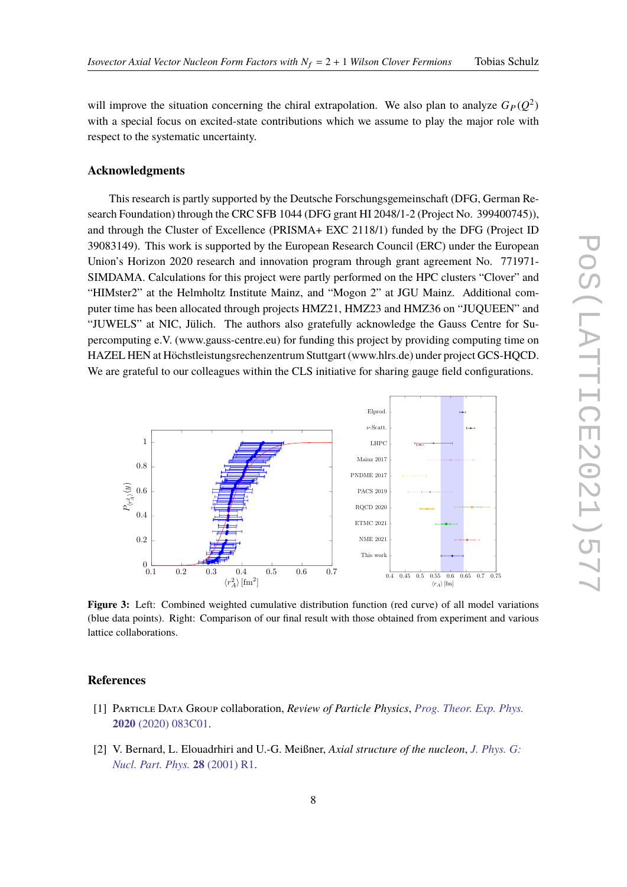will improve the situation concerning the chiral extrapolation. We also plan to analyze $G_P(Q^2)$ with a special focus on excited-state contributions which we assume to play the major role with respect to the systematic uncertainty.

## Acknowledgments

This research is partly supported by the Deutsche Forschungsgemeinschaft (DFG, German Research Foundation) through the CRC SFB 1044 (DFG grant HI 2048/1-2 (Project No. 399400745)), and through the Cluster of Excellence (PRISMA+ EXC 2118/1) funded by the DFG (Project ID 39083149). This work is supported by the European Research Council (ERC) under the European Union's Horizon 2020 research and innovation program through grant agreement No. 771971-SIMDAMA. Calculations for this project were partly performed on the HPC clusters "Clover" and "HIMster2" at the Helmholtz Institute Mainz, and "Mogon 2" at JGU Mainz. Additional computer time has been allocated through projects HMZ21, HMZ23 and HMZ36 on "JUQUEEN" and "JUWELS" at NIC, Jülich. The authors also gratefully acknowledge the Gauss Centre for Supercomputing e.V. (www.gauss-centre.eu) for funding this project by providing computing time on HAZEL HEN at Höchstleistungsrechenzentrum Stuttgart (www.hlrs.de) under project GCS-HQCD. We are grateful to our colleagues within the CLS initiative for sharing gauge field configurations.

**Figure 3:** Left: Combined weighted cumulative distribution function (red curve) of all model variations (blue data points). Right: Comparison of our final result with those obtained from experiment and various lattice collaborations.

## References

[1] Particle Data Group collaboration, *Review of Particle Physics*, *Prog. Theor. Exp. Phys.* **2020** (2020) 083C01.

[2] V. Bernard, L. Elouadrhiri and U.-G. Meißner, *Axial structure of the nucleon*, *J. Phys. G: Nucl. Part. Phys.* **28** (2001) R1.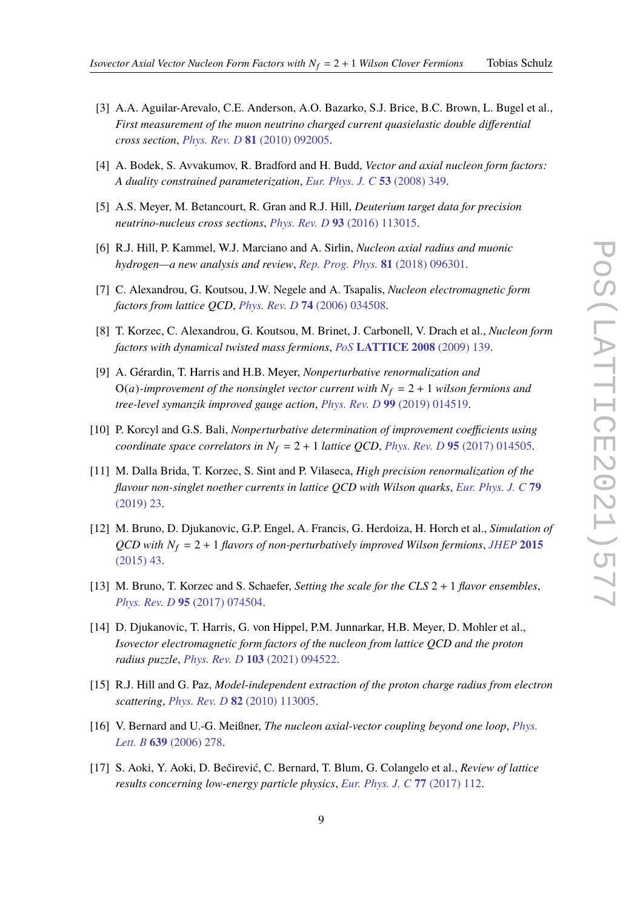[3] A.A. Aguilar-Arevalo, C.E. Anderson, A.O. Bazarko, S.J. Brice, B.C. Brown, L. Bugel et al., *First measurement of the muon neutrino charged current quasielastic double differential cross section*, *Phys. Rev. D* **81** (2010) 092005.

[4] A. Bodek, S. Avvakumov, R. Bradford and H. Budd, *Vector and axial nucleon form factors: A duality constrained parameterization*, *Eur. Phys. J. C* **53** (2008) 349.

[5] A.S. Meyer, M. Betancourt, R. Gran and R.J. Hill, *Deuterium target data for precision neutrino-nucleus cross sections*, *Phys. Rev. D* **93** (2016) 113015.

[6] R.J. Hill, P. Kammel, W.J. Marciano and A. Sirlin, *Nucleon axial radius and muonic hydrogen—a new analysis and review*, *Rep. Prog. Phys.* **81** (2018) 096301.

[7] C. Alexandrou, G. Koutsou, J.W. Negele and A. Tsapalis, *Nucleon electromagnetic form factors from lattice QCD*, *Phys. Rev. D* **74** (2006) 034508.

[8] T. Korzec, C. Alexandrou, G. Koutsou, M. Brinet, J. Carbonell, V. Drach et al., *Nucleon form factors with dynamical twisted mass fermions*, *PoS* **LATTICE 2008** (2009) 139.

[9] A. Gérardin, T. Harris and H.B. Meyer, *Nonperturbative renormalization and $O(a)$-improvement of the nonsinglet vector current with $N_f = 2 + 1$ wilson fermions and tree-level symanzik improved gauge action*, *Phys. Rev. D* **99** (2019) 014519.

[10] P. Korcyl and G.S. Bali, *Nonperturbative determination of improvement coefficients using coordinate space correlators in $N_f = 2 + 1$ lattice QCD*, *Phys. Rev. D* **95** (2017) 014505.

[11] M. Dalla Brida, T. Korzec, S. Sint and P. Vilaseca, *High precision renormalization of the flavour non-singlet noether currents in lattice QCD with Wilson quarks*, *Eur. Phys. J. C* **79** (2019) 23.

[12] M. Bruno, D. Djukanovic, G.P. Engel, A. Francis, G. Herdoiza, H. Horch et al., *Simulation of QCD with $N_f = 2 + 1$ flavors of non-perturbatively improved Wilson fermions*, *JHEP* **2015** (2015) 43.

[13] M. Bruno, T. Korzec and S. Schaefer, *Setting the scale for the CLS $2 + 1$ flavor ensembles*, *Phys. Rev. D* **95** (2017) 074504.

[14] D. Djukanovic, T. Harris, G. von Hippel, P.M. Junnarkar, H.B. Meyer, D. Mohler et al., *Isovector electromagnetic form factors of the nucleon from lattice QCD and the proton radius puzzle*, *Phys. Rev. D* **103** (2021) 094522.

[15] R.J. Hill and G. Paz, *Model-independent extraction of the proton charge radius from electron scattering*, *Phys. Rev. D* **82** (2010) 113005.

[16] V. Bernard and U.-G. Meißner, *The nucleon axial-vector coupling beyond one loop*, *Phys. Lett. B* **639** (2006) 278.

[17] S. Aoki, Y. Aoki, D. Bečirević, C. Bernard, T. Blum, G. Colangelo et al., *Review of lattice results concerning low-energy particle physics*, *Eur. Phys. J. C* **77** (2017) 112.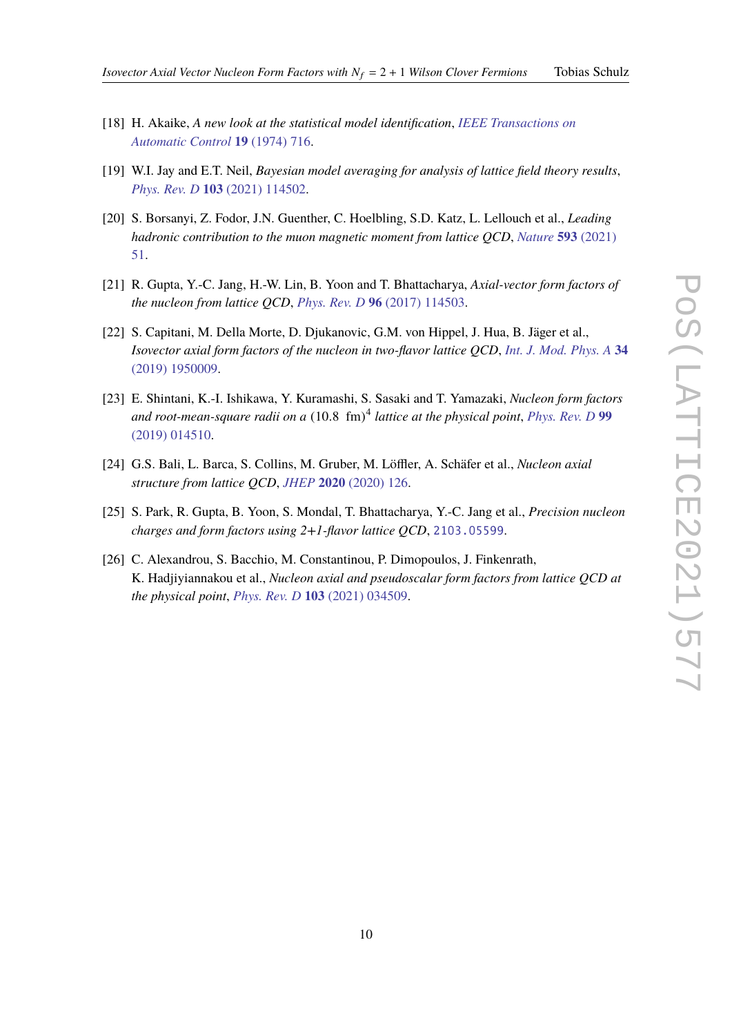[18] H. Akaike, *A new look at the statistical model identification*, IEEE Transactions on Automatic Control **19** (1974) 716.

[19] W.I. Jay and E.T. Neil, *Bayesian model averaging for analysis of lattice field theory results*, Phys. Rev. D **103** (2021) 114502.

[20] S. Borsanyi, Z. Fodor, J.N. Guenther, C. Hoelbling, S.D. Katz, L. Lellouch et al., *Leading hadronic contribution to the muon magnetic moment from lattice QCD*, Nature **593** (2021) 51.

[21] R. Gupta, Y.-C. Jang, H.-W. Lin, B. Yoon and T. Bhattacharya, *Axial-vector form factors of the nucleon from lattice QCD*, Phys. Rev. D **96** (2017) 114503.

[22] S. Capitani, M. Della Morte, D. Djukanovic, G.M. von Hippel, J. Hua, B. Jäger et al., *Isovector axial form factors of the nucleon in two-flavor lattice QCD*, Int. J. Mod. Phys. A **34** (2019) 1950009.

[23] E. Shintani, K.-I. Ishikawa, Y. Kuramashi, S. Sasaki and T. Yamazaki, *Nucleon form factors and root-mean-square radii on a* $(10.8\ \text{fm})^4$ *lattice at the physical point*, Phys. Rev. D **99** (2019) 014510.

[24] G.S. Bali, L. Barca, S. Collins, M. Gruber, M. Löffler, A. Schäfer et al., *Nucleon axial structure from lattice QCD*, JHEP **2020** (2020) 126.

[25] S. Park, R. Gupta, B. Yoon, S. Mondal, T. Bhattacharya, Y.-C. Jang et al., *Precision nucleon charges and form factors using 2+1-flavor lattice QCD*, 2103.05599.

[26] C. Alexandrou, S. Bacchio, M. Constantinou, P. Dimopoulos, J. Finkenrath, K. Hadjiyiannakou et al., *Nucleon axial and pseudoscalar form factors from lattice QCD at the physical point*, Phys. Rev. D **103** (2021) 034509.